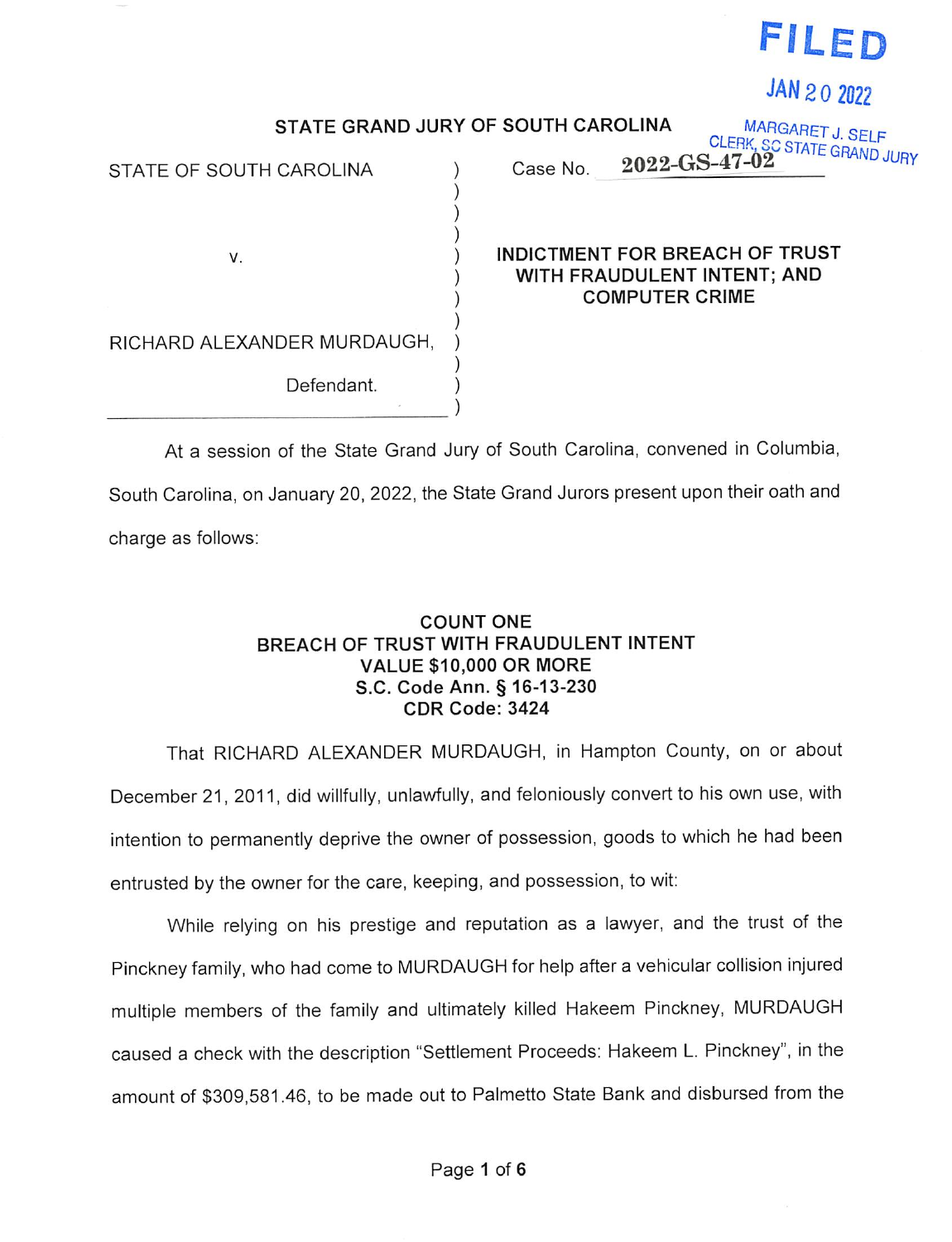FILED

JAN 20 2022

MARGARET J. SELF
CLERK, SC STATE GRAND JURY

**STATE GRAND JURY OF SOUTH CAROLINA**

| | |
|---|---|
| STATE OF SOUTH CAROLINA | Case No. **2022-GS-47-02** |
| v. | **INDICTMENT FOR BREACH OF TRUST WITH FRAUDULENT INTENT; AND COMPUTER CRIME** |
| RICHARD ALEXANDER MURDAUGH, | |
| Defendant. | |

At a session of the State Grand Jury of South Carolina, convened in Columbia, South Carolina, on January 20, 2022, the State Grand Jurors present upon their oath and charge as follows:

**COUNT ONE**
**BREACH OF TRUST WITH FRAUDULENT INTENT**
**VALUE $10,000 OR MORE**
**S.C. Code Ann. § 16-13-230**
**CDR Code: 3424**

That RICHARD ALEXANDER MURDAUGH, in Hampton County, on or about December 21, 2011, did willfully, unlawfully, and feloniously convert to his own use, with intention to permanently deprive the owner of possession, goods to which he had been entrusted by the owner for the care, keeping, and possession, to wit:

While relying on his prestige and reputation as a lawyer, and the trust of the Pinckney family, who had come to MURDAUGH for help after a vehicular collision injured multiple members of the family and ultimately killed Hakeem Pinckney, MURDAUGH caused a check with the description "Settlement Proceeds: Hakeem L. Pinckney", in the amount of $309,581.46, to be made out to Palmetto State Bank and disbursed from the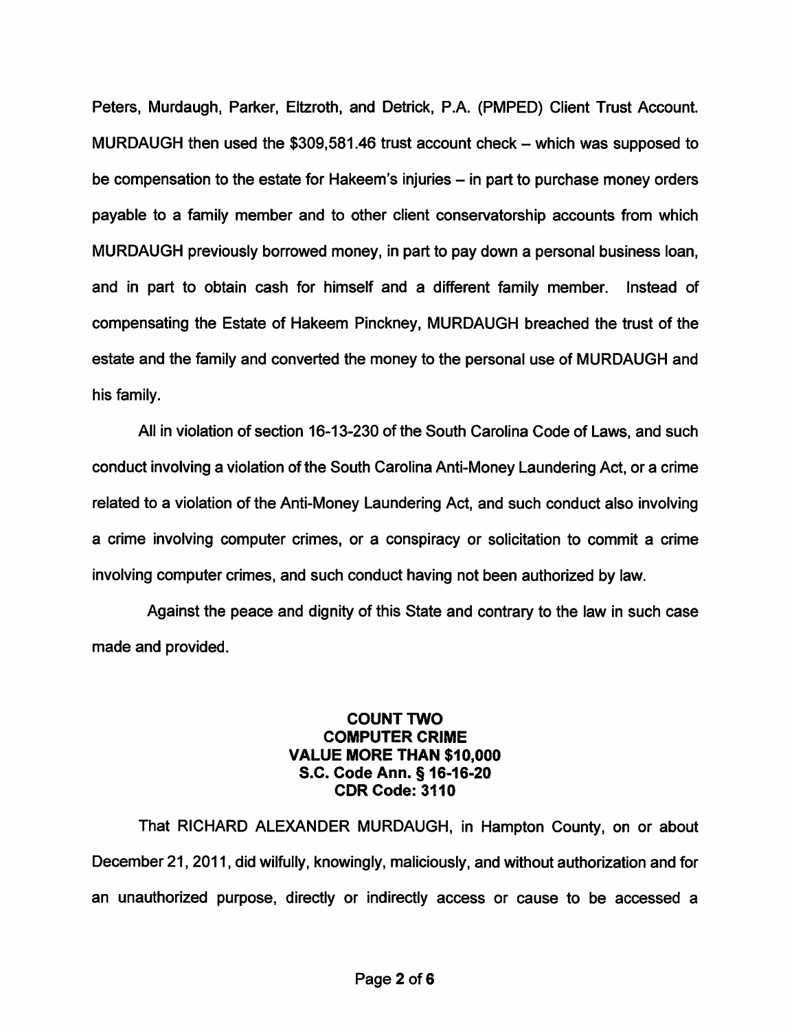Peters, Murdaugh, Parker, Eltzroth, and Detrick, P.A. (PMPED) Client Trust Account. MURDAUGH then used the $309,581.46 trust account check – which was supposed to be compensation to the estate for Hakeem's injuries – in part to purchase money orders payable to a family member and to other client conservatorship accounts from which MURDAUGH previously borrowed money, in part to pay down a personal business loan, and in part to obtain cash for himself and a different family member. Instead of compensating the Estate of Hakeem Pinckney, MURDAUGH breached the trust of the estate and the family and converted the money to the personal use of MURDAUGH and his family.

All in violation of section 16-13-230 of the South Carolina Code of Laws, and such conduct involving a violation of the South Carolina Anti-Money Laundering Act, or a crime related to a violation of the Anti-Money Laundering Act, and such conduct also involving a crime involving computer crimes, or a conspiracy or solicitation to commit a crime involving computer crimes, and such conduct having not been authorized by law.

Against the peace and dignity of this State and contrary to the law in such case made and provided.

**COUNT TWO**
**COMPUTER CRIME**
**VALUE MORE THAN $10,000**
**S.C. Code Ann. § 16-16-20**
**CDR Code: 3110**

That RICHARD ALEXANDER MURDAUGH, in Hampton County, on or about December 21, 2011, did wilfully, knowingly, maliciously, and without authorization and for an unauthorized purpose, directly or indirectly access or cause to be accessed a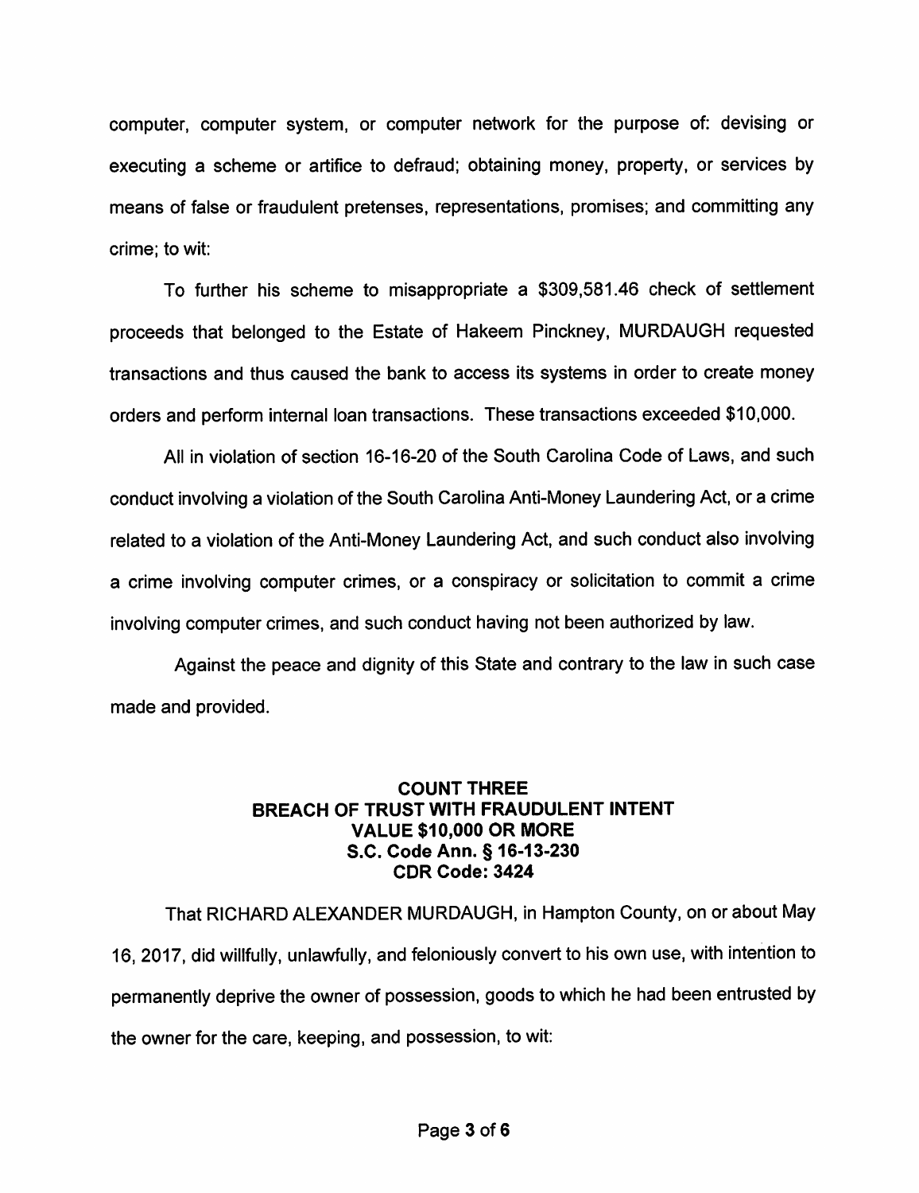computer, computer system, or computer network for the purpose of: devising or executing a scheme or artifice to defraud; obtaining money, property, or services by means of false or fraudulent pretenses, representations, promises; and committing any crime; to wit:

To further his scheme to misappropriate a $309,581.46 check of settlement proceeds that belonged to the Estate of Hakeem Pinckney, MURDAUGH requested transactions and thus caused the bank to access its systems in order to create money orders and perform internal loan transactions. These transactions exceeded $10,000.

All in violation of section 16-16-20 of the South Carolina Code of Laws, and such conduct involving a violation of the South Carolina Anti-Money Laundering Act, or a crime related to a violation of the Anti-Money Laundering Act, and such conduct also involving a crime involving computer crimes, or a conspiracy or solicitation to commit a crime involving computer crimes, and such conduct having not been authorized by law.

Against the peace and dignity of this State and contrary to the law in such case made and provided.

**COUNT THREE**
**BREACH OF TRUST WITH FRAUDULENT INTENT**
**VALUE $10,000 OR MORE**
**S.C. Code Ann. § 16-13-230**
**CDR Code: 3424**

That RICHARD ALEXANDER MURDAUGH, in Hampton County, on or about May 16, 2017, did willfully, unlawfully, and feloniously convert to his own use, with intention to permanently deprive the owner of possession, goods to which he had been entrusted by the owner for the care, keeping, and possession, to wit: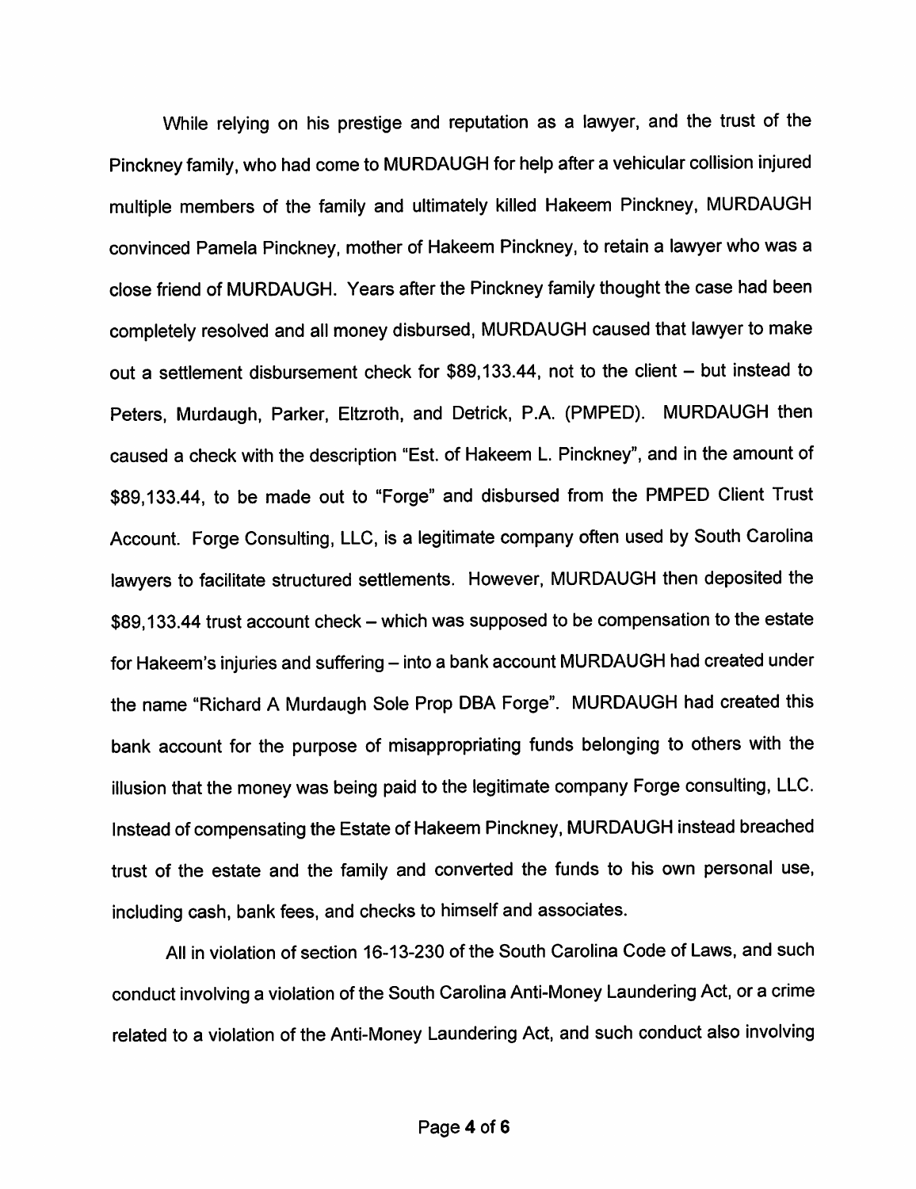While relying on his prestige and reputation as a lawyer, and the trust of the Pinckney family, who had come to MURDAUGH for help after a vehicular collision injured multiple members of the family and ultimately killed Hakeem Pinckney, MURDAUGH convinced Pamela Pinckney, mother of Hakeem Pinckney, to retain a lawyer who was a close friend of MURDAUGH. Years after the Pinckney family thought the case had been completely resolved and all money disbursed, MURDAUGH caused that lawyer to make out a settlement disbursement check for $89,133.44, not to the client – but instead to Peters, Murdaugh, Parker, Eltzroth, and Detrick, P.A. (PMPED). MURDAUGH then caused a check with the description "Est. of Hakeem L. Pinckney", and in the amount of $89,133.44, to be made out to "Forge" and disbursed from the PMPED Client Trust Account. Forge Consulting, LLC, is a legitimate company often used by South Carolina lawyers to facilitate structured settlements. However, MURDAUGH then deposited the $89,133.44 trust account check – which was supposed to be compensation to the estate for Hakeem's injuries and suffering – into a bank account MURDAUGH had created under the name "Richard A Murdaugh Sole Prop DBA Forge". MURDAUGH had created this bank account for the purpose of misappropriating funds belonging to others with the illusion that the money was being paid to the legitimate company Forge consulting, LLC. Instead of compensating the Estate of Hakeem Pinckney, MURDAUGH instead breached trust of the estate and the family and converted the funds to his own personal use, including cash, bank fees, and checks to himself and associates.

All in violation of section 16-13-230 of the South Carolina Code of Laws, and such conduct involving a violation of the South Carolina Anti-Money Laundering Act, or a crime related to a violation of the Anti-Money Laundering Act, and such conduct also involving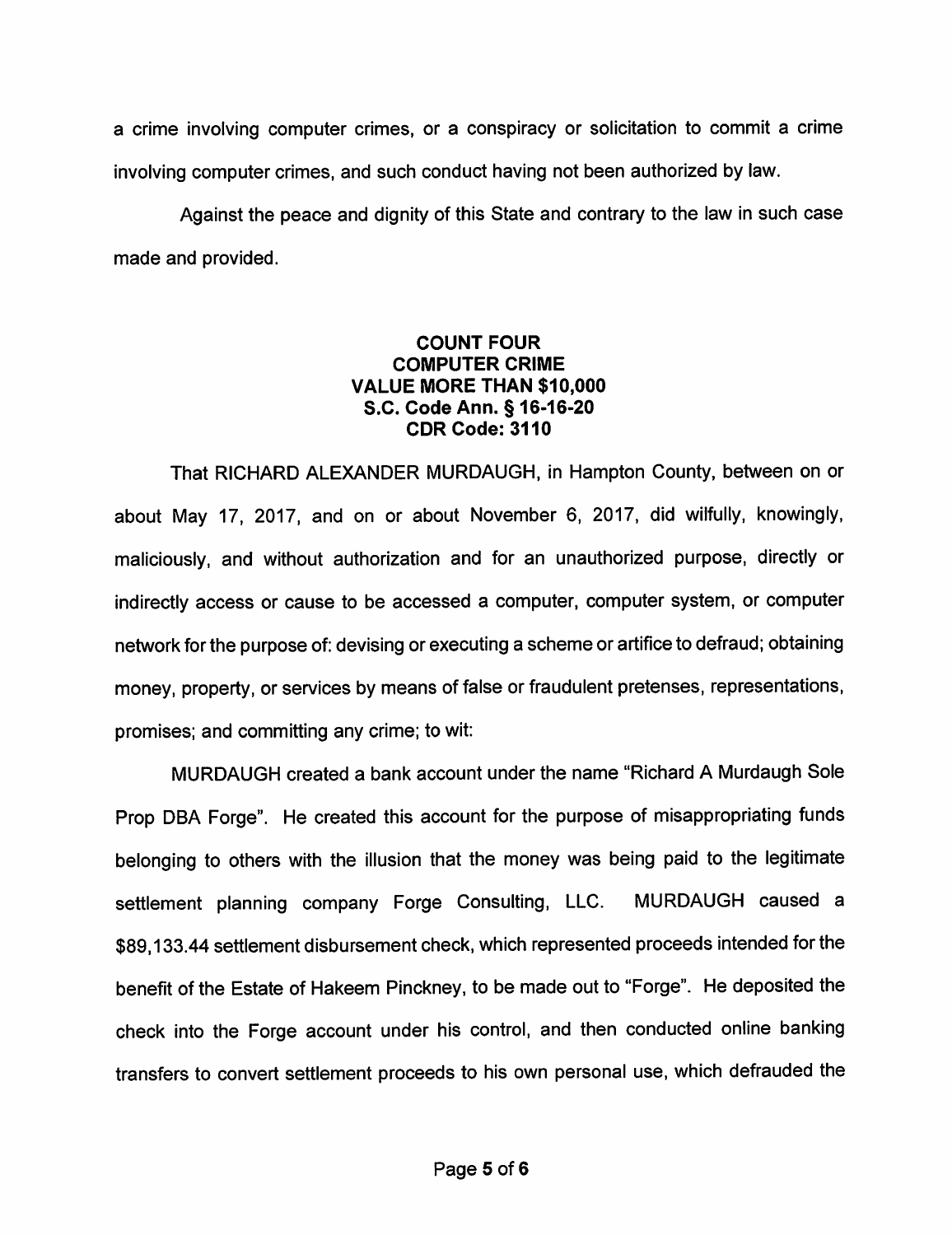a crime involving computer crimes, or a conspiracy or solicitation to commit a crime involving computer crimes, and such conduct having not been authorized by law.

Against the peace and dignity of this State and contrary to the law in such case made and provided.

**COUNT FOUR**
**COMPUTER CRIME**
**VALUE MORE THAN $10,000**
**S.C. Code Ann. § 16-16-20**
**CDR Code: 3110**

That RICHARD ALEXANDER MURDAUGH, in Hampton County, between on or about May 17, 2017, and on or about November 6, 2017, did wilfully, knowingly, maliciously, and without authorization and for an unauthorized purpose, directly or indirectly access or cause to be accessed a computer, computer system, or computer network for the purpose of: devising or executing a scheme or artifice to defraud; obtaining money, property, or services by means of false or fraudulent pretenses, representations, promises; and committing any crime; to wit:

MURDAUGH created a bank account under the name "Richard A Murdaugh Sole Prop DBA Forge". He created this account for the purpose of misappropriating funds belonging to others with the illusion that the money was being paid to the legitimate settlement planning company Forge Consulting, LLC. MURDAUGH caused a $89,133.44 settlement disbursement check, which represented proceeds intended for the benefit of the Estate of Hakeem Pinckney, to be made out to "Forge". He deposited the check into the Forge account under his control, and then conducted online banking transfers to convert settlement proceeds to his own personal use, which defrauded the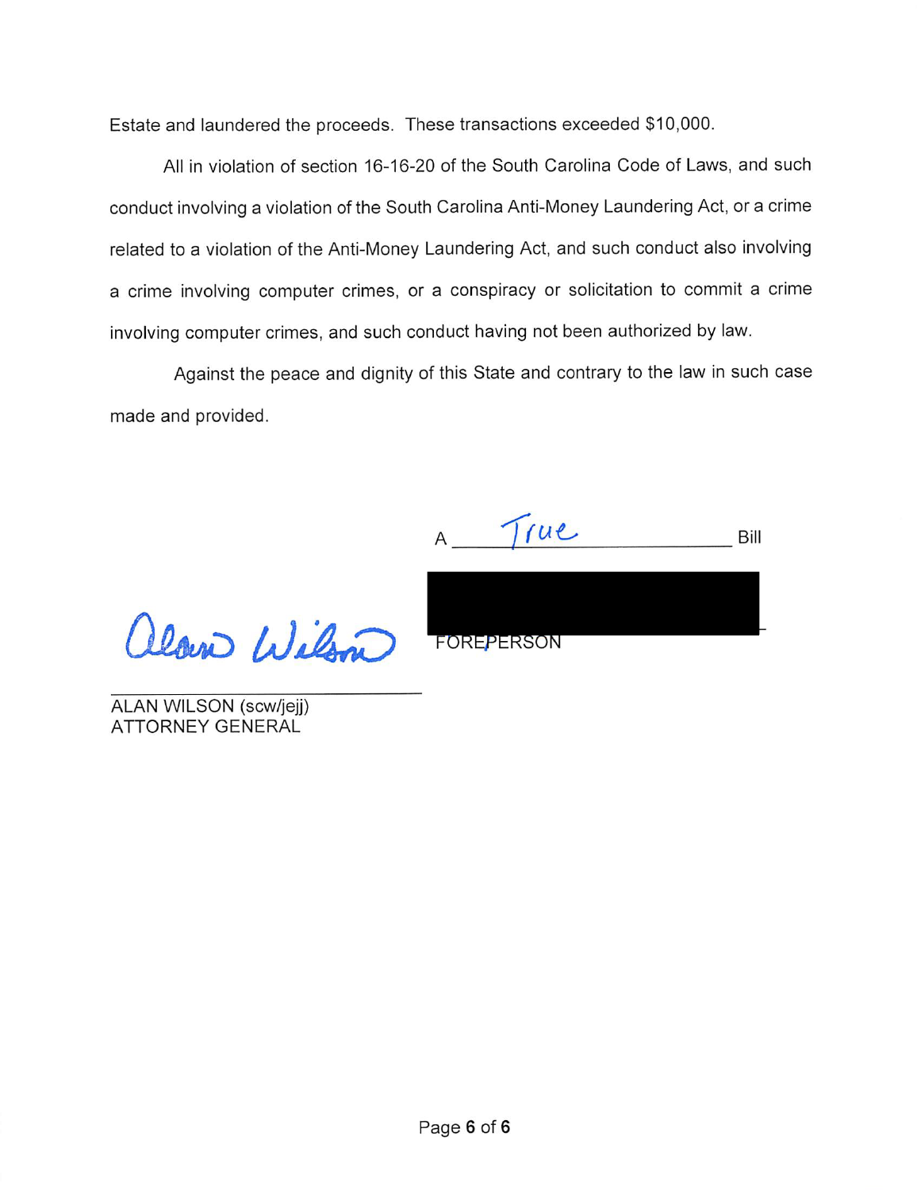Estate and laundered the proceeds. These transactions exceeded $10,000.

All in violation of section 16-16-20 of the South Carolina Code of Laws, and such conduct involving a violation of the South Carolina Anti-Money Laundering Act, or a crime related to a violation of the Anti-Money Laundering Act, and such conduct also involving a crime involving computer crimes, or a conspiracy or solicitation to commit a crime involving computer crimes, and such conduct having not been authorized by law.

Against the peace and dignity of this State and contrary to the law in such case made and provided.

A True Bill

FOREPERSON

Alan Wilson

ALAN WILSON (scw/jejj)
ATTORNEY GENERAL